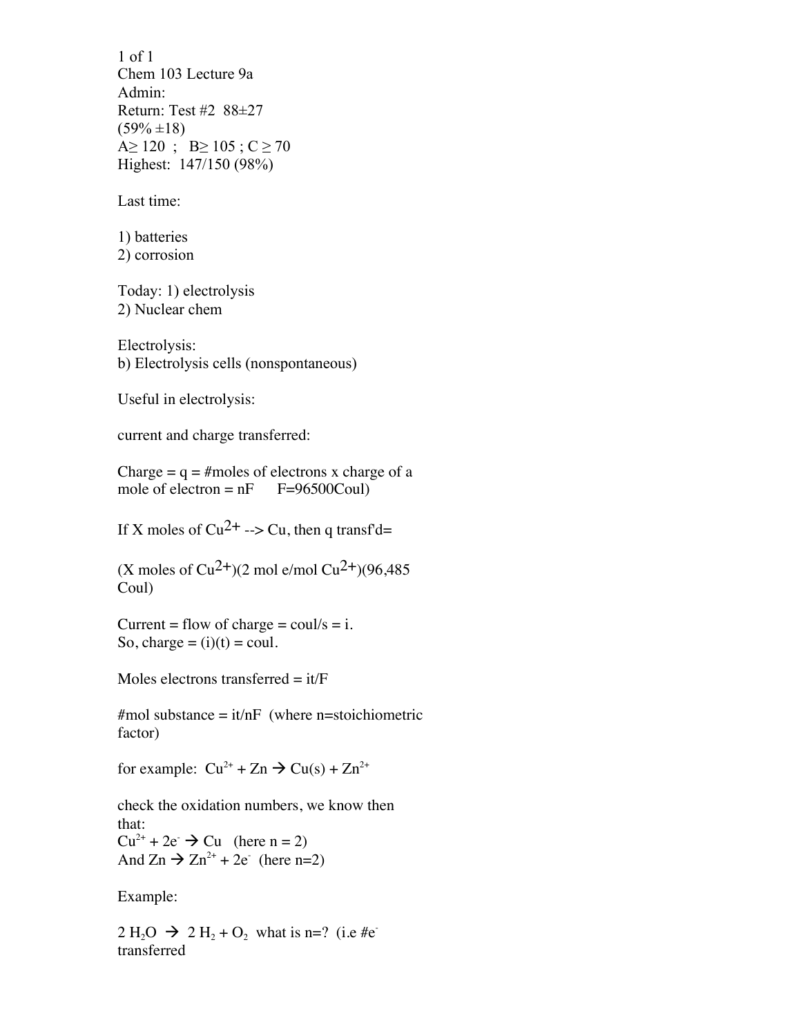Chem 103 Lecture 9a

Admin:

Return: Test #2  88±27
(59% ±18)
A≥ 120 ;  B≥ 105 ; C ≥ 70
Highest:  147/150 (98%)

Last time:

1) batteries
2) corrosion

Today: 1) electrolysis
2) Nuclear chem

Electrolysis:
b) Electrolysis cells (nonspontaneous)

Useful in electrolysis:

current and charge transferred:

Charge = q = #moles of electrons x charge of a mole of electron = nF    F=96500Coul)

If X moles of $Cu^{2+}$ --> Cu, then q transf'd=

(X moles of $Cu^{2+}$)(2 mol e/mol $Cu^{2+}$)(96,485 Coul)

Current = flow of charge = coul/s = i.
So, charge = (i)(t) = coul.

Moles electrons transferred = it/F

#mol substance = it/nF  (where n=stoichiometric factor)

for example:  $Cu^{2+} + Zn \rightarrow Cu(s) + Zn^{2+}$

check the oxidation numbers, we know then that:
$Cu^{2+} + 2e^- \rightarrow Cu$   (here n = 2)
And $Zn \rightarrow Zn^{2+} + 2e^-$  (here n=2)

Example:

$2\ H_2O \rightarrow 2\ H_2 + O_2$  what is n=?  (i.e #$e^-$ transferred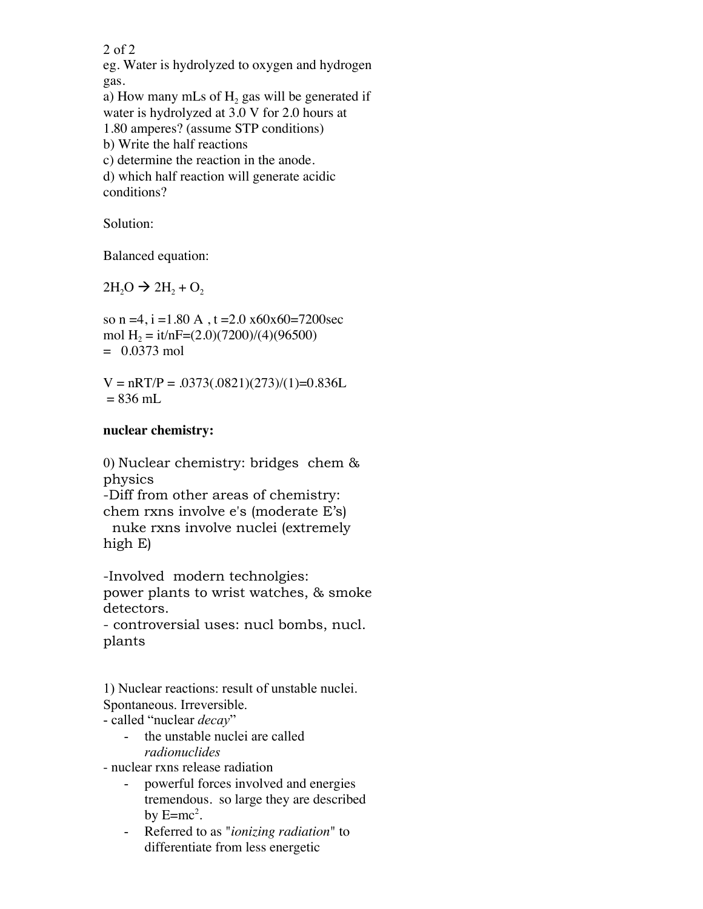eg. Water is hydrolyzed to oxygen and hydrogen gas.

a) How many mLs of $H_2$ gas will be generated if water is hydrolyzed at 3.0 V for 2.0 hours at 1.80 amperes? (assume STP conditions)

b) Write the half reactions

c) determine the reaction in the anode.

d) which half reaction will generate acidic conditions?

Solution:

Balanced equation:

$2H_2O \rightarrow 2H_2 + O_2$

so n =4, i =1.80 A , t =2.0 x60x60=7200sec

mol $H_2$ = it/nF=(2.0)(7200)/(4)(96500)
= 0.0373 mol

V = nRT/P = .0373(.0821)(273)/(1)=0.836L
= 836 mL

**nuclear chemistry:**

0) Nuclear chemistry: bridges chem & physics

-Diff from other areas of chemistry:
chem rxns involve e's (moderate E's)
nuke rxns involve nuclei (extremely high E)

-Involved modern technolgies:
power plants to wrist watches, & smoke detectors.

- controversial uses: nucl bombs, nucl. plants

1) Nuclear reactions: result of unstable nuclei. Spontaneous. Irreversible.

- called "nuclear *decay*"
  - the unstable nuclei are called *radionuclides*
- nuclear rxns release radiation
  - powerful forces involved and energies tremendous. so large they are described by $E=mc^2$.
  - Referred to as "*ionizing radiation*" to differentiate from less energetic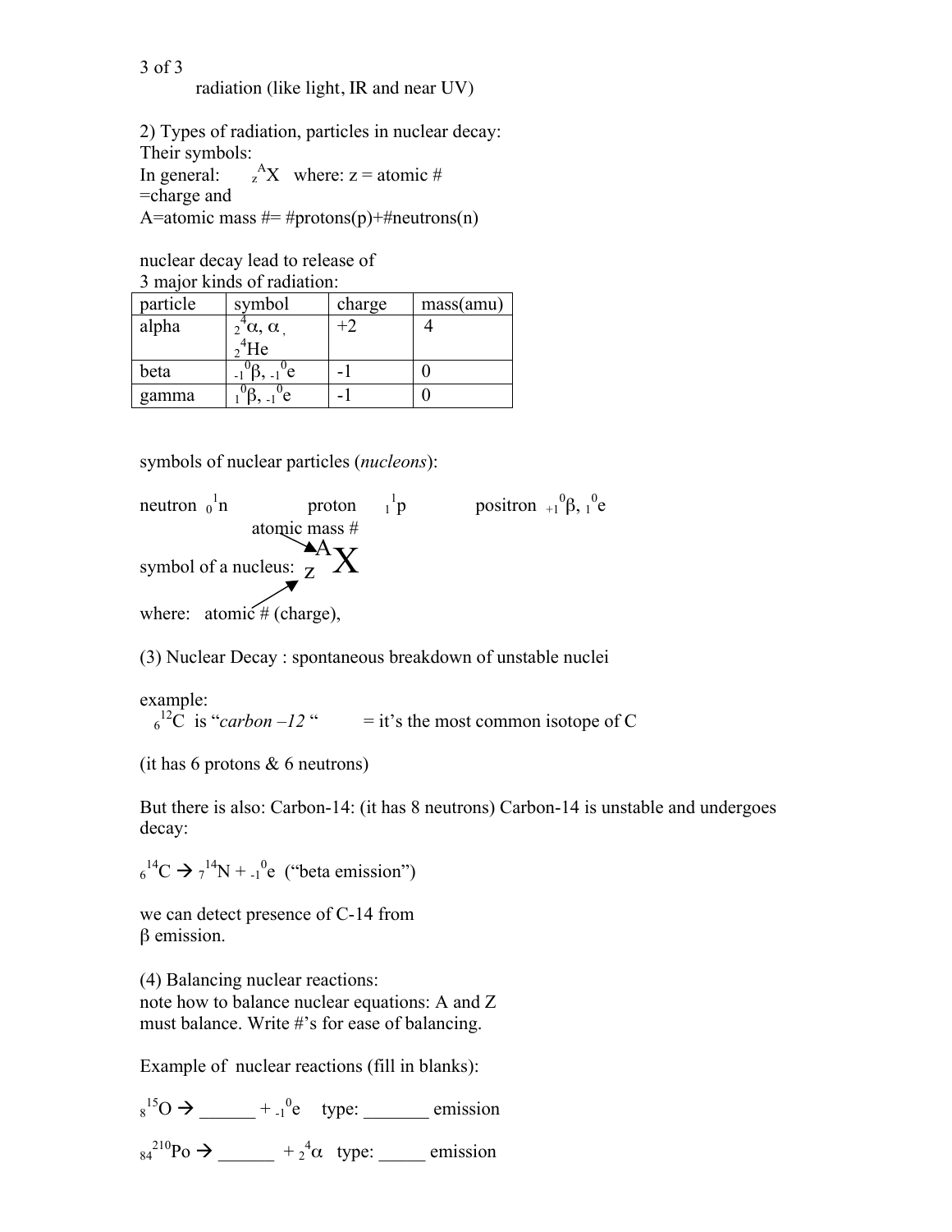radiation (like light, IR and near UV)

2) Types of radiation, particles in nuclear decay:
Their symbols:
In general: $_{z}^{A}X$ where: z = atomic # =charge and
A=atomic mass #= #protons(p)+#neutrons(n)

nuclear decay lead to release of
3 major kinds of radiation:

| particle | symbol | charge | mass(amu) |
|---|---|---|---|
| alpha | $_{2}^{4}\alpha$, $\alpha$, $_{2}^{4}He$ | +2 | 4 |
| beta | $_{-1}^{0}\beta$, $_{-1}^{0}e$ | -1 | 0 |
| gamma | $_{1}^{0}\beta$, $_{-1}^{0}e$ | -1 | 0 |

symbols of nuclear particles (*nucleons*):

neutron $_{0}^{1}n$ proton $_{1}^{1}p$ positron $_{+1}^{0}\beta$, $_{1}^{0}e$

symbol of a nucleus: $_{z}^{A}X$ (A = atomic mass #)

where: atomic # (charge),

(3) Nuclear Decay : spontaneous breakdown of unstable nuclei

example:
$_{6}^{12}C$ is "*carbon –12* " = it's the most common isotope of C

(it has 6 protons & 6 neutrons)

But there is also: Carbon-14: (it has 8 neutrons) Carbon-14 is unstable and undergoes decay:

$_{6}^{14}C \rightarrow _{7}^{14}N + _{-1}^{0}e$ ("beta emission")

we can detect presence of C-14 from
$\beta$ emission.

(4) Balancing nuclear reactions:
note how to balance nuclear equations: A and Z must balance. Write #'s for ease of balancing.

Example of nuclear reactions (fill in blanks):

$_{8}^{15}O \rightarrow$ ______ + $_{-1}^{0}e$ type: _______ emission

$_{84}^{210}Po \rightarrow$ ______ + $_{2}^{4}\alpha$ type: _____ emission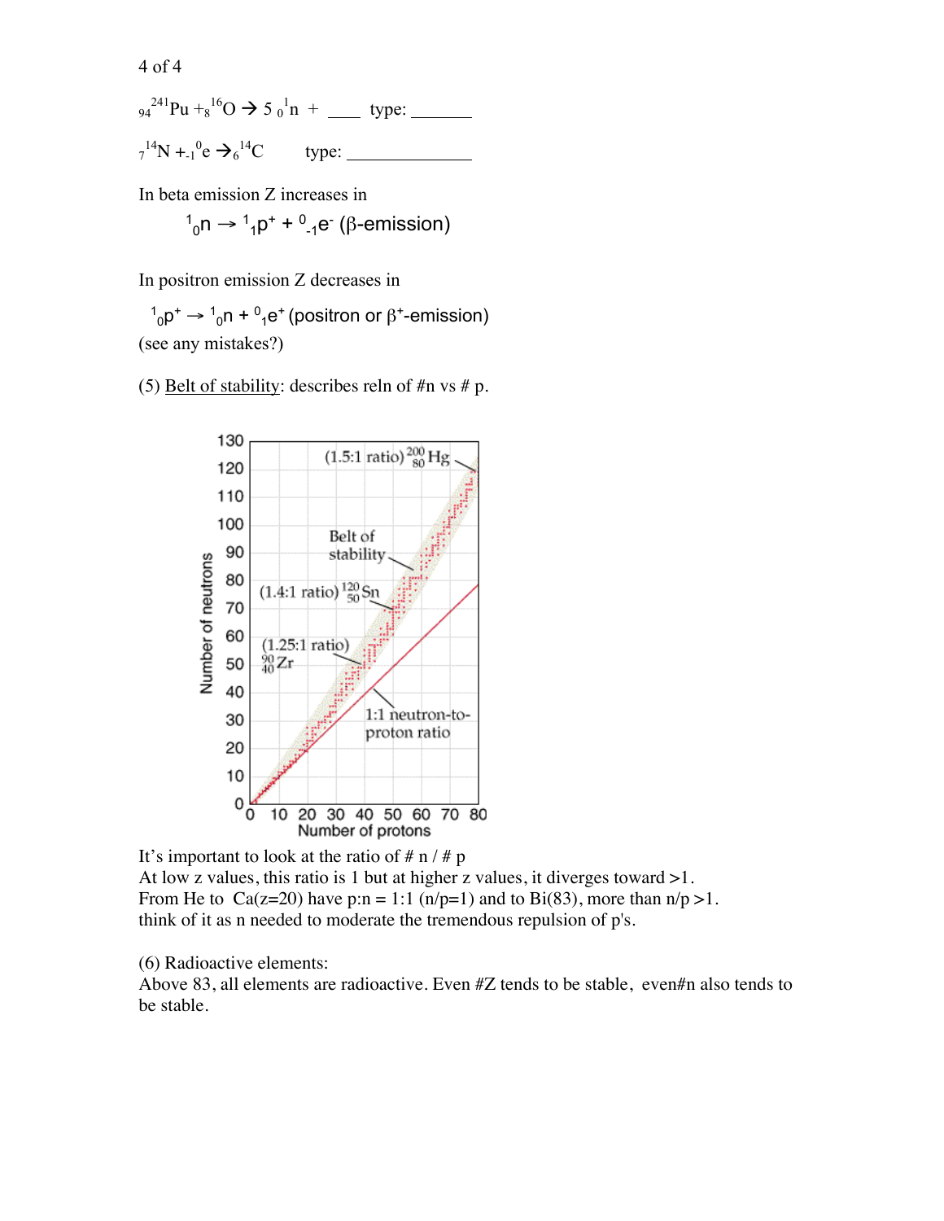${}_{94}^{241}Pu + {}_{8}^{16}O \rightarrow 5\ {}_{0}^{1}n$ + ____ type: _______

${}_{7}^{14}N + {}_{-1}^{0}e \rightarrow {}_{6}^{14}C$ type: _____________

In beta emission Z increases in

$${}_{0}^{1}n \rightarrow {}_{1}^{1}p^{+} + {}_{-1}^{0}e^{-} \text{ } (\beta\text{-emission})$$

In positron emission Z decreases in

$${}_{0}^{1}p^{+} \rightarrow {}_{0}^{1}n + {}_{1}^{0}e^{+} \text{ (positron or } \beta^{+}\text{-emission)}$$

(see any mistakes?)

(5) Belt of stability: describes reln of #n vs # p.

It's important to look at the ratio of # n / # p

At low z values, this ratio is 1 but at higher z values, it diverges toward >1.

From He to Ca(z=20) have p:n = 1:1 (n/p=1) and to Bi(83), more than n/p >1.

think of it as n needed to moderate the tremendous repulsion of p's.

(6) Radioactive elements:

Above 83, all elements are radioactive. Even #Z tends to be stable, even#n also tends to be stable.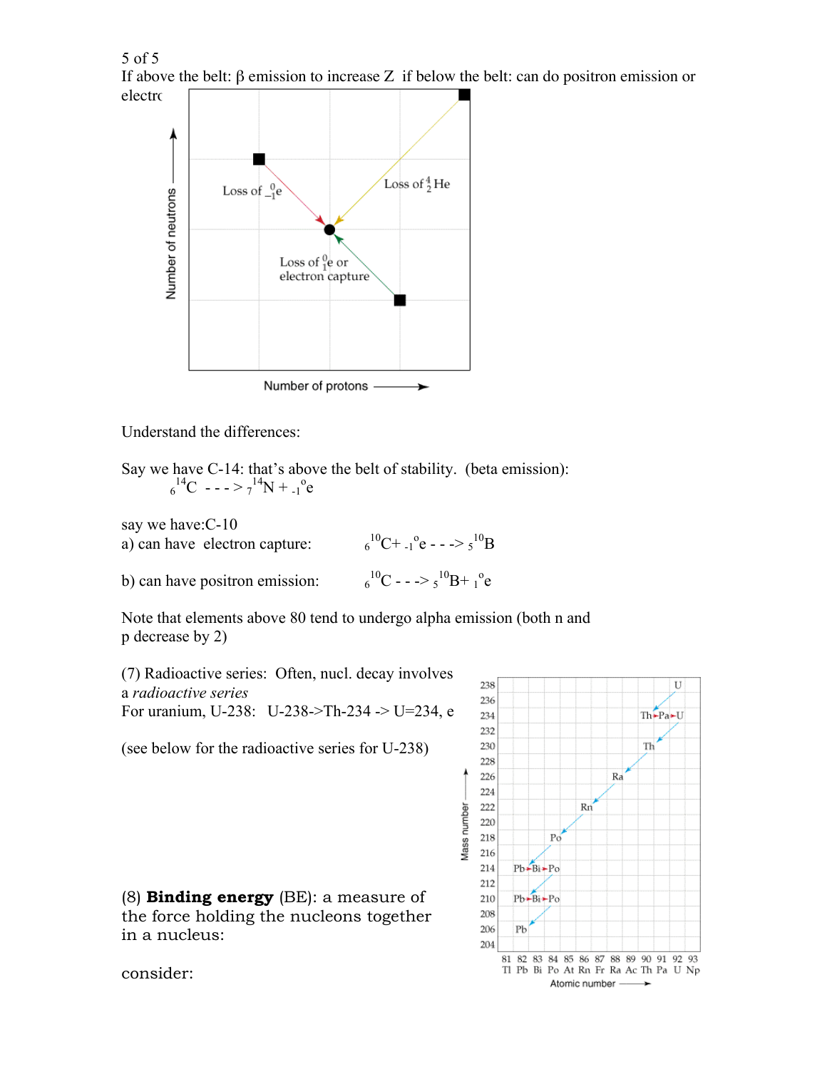If above the belt: β emission to increase Z  if below the belt: can do positron emission or electrc

Understand the differences:

Say we have C-14: that's above the belt of stability.  (beta emission):

$${}^{14}_{6}C \;--->\; {}^{14}_{7}N + {}^{0}_{-1}e$$

say we have: C-10

a) can have  electron capture: $\quad {}^{10}_{6}C + {}^{0}_{-1}e \;--->\; {}^{10}_{5}B$

b) can have positron emission: $\quad {}^{10}_{6}C \;--->\; {}^{10}_{5}B + {}^{0}_{1}e$

Note that elements above 80 tend to undergo alpha emission (both n and p decrease by 2)

(7) Radioactive series:  Often, nucl. decay involves a *radioactive series*
For uranium, U-238:   U-238->Th-234 -> U=234, e

(see below for the radioactive series for U-238)

(8) **Binding energy** (BE): a measure of the force holding the nucleons together in a nucleus:

consider: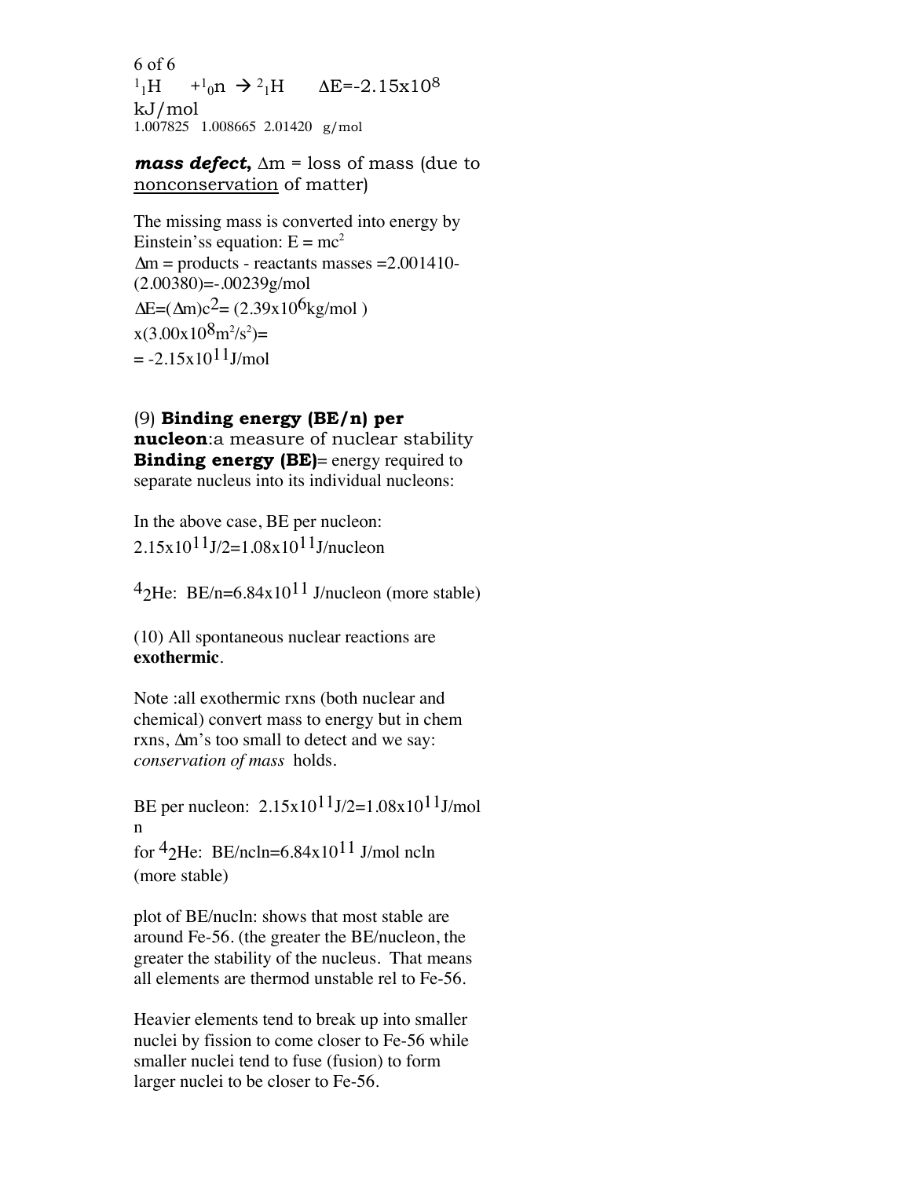$^{1}_{1}H \quad + ^{1}_{0}n \rightarrow ^{2}_{1}H \qquad \Delta E = -2.15 \times 10^{8}$ kJ/mol

1.007825 1.008665 2.01420 g/mol

***mass defect,*** $\Delta m$ = loss of mass (due to nonconservation of matter)

The missing mass is converted into energy by Einstein'ss equation: $E = mc^2$

$\Delta m$ = products - reactants masses =2.001410-(2.00380)=-.00239g/mol

$\Delta E = (\Delta m)c^2 = (2.39 \times 10^{6}$kg/mol ) $\times (3.00 \times 10^{8} m^2/s^2) =$

$= -2.15 \times 10^{11}$J/mol

(9) **Binding energy (BE/n) per nucleon**:a measure of nuclear stability

**Binding energy (BE)**= energy required to separate nucleus into its individual nucleons:

In the above case, BE per nucleon:

$2.15 \times 10^{11}$J/2=$1.08 \times 10^{11}$J/nucleon

$^{4}_{2}He$: BE/n=$6.84 \times 10^{11}$ J/nucleon (more stable)

(10) All spontaneous nuclear reactions are **exothermic**.

Note :all exothermic rxns (both nuclear and chemical) convert mass to energy but in chem rxns, $\Delta m$'s too small to detect and we say: *conservation of mass* holds.

BE per nucleon: $2.15 \times 10^{11}$J/2=$1.08 \times 10^{11}$J/mol n

for $^{4}_{2}He$: BE/ncln=$6.84 \times 10^{11}$ J/mol ncln (more stable)

plot of BE/nucln: shows that most stable are around Fe-56. (the greater the BE/nucleon, the greater the stability of the nucleus. That means all elements are thermod unstable rel to Fe-56.

Heavier elements tend to break up into smaller nuclei by fission to come closer to Fe-56 while smaller nuclei tend to fuse (fusion) to form larger nuclei to be closer to Fe-56.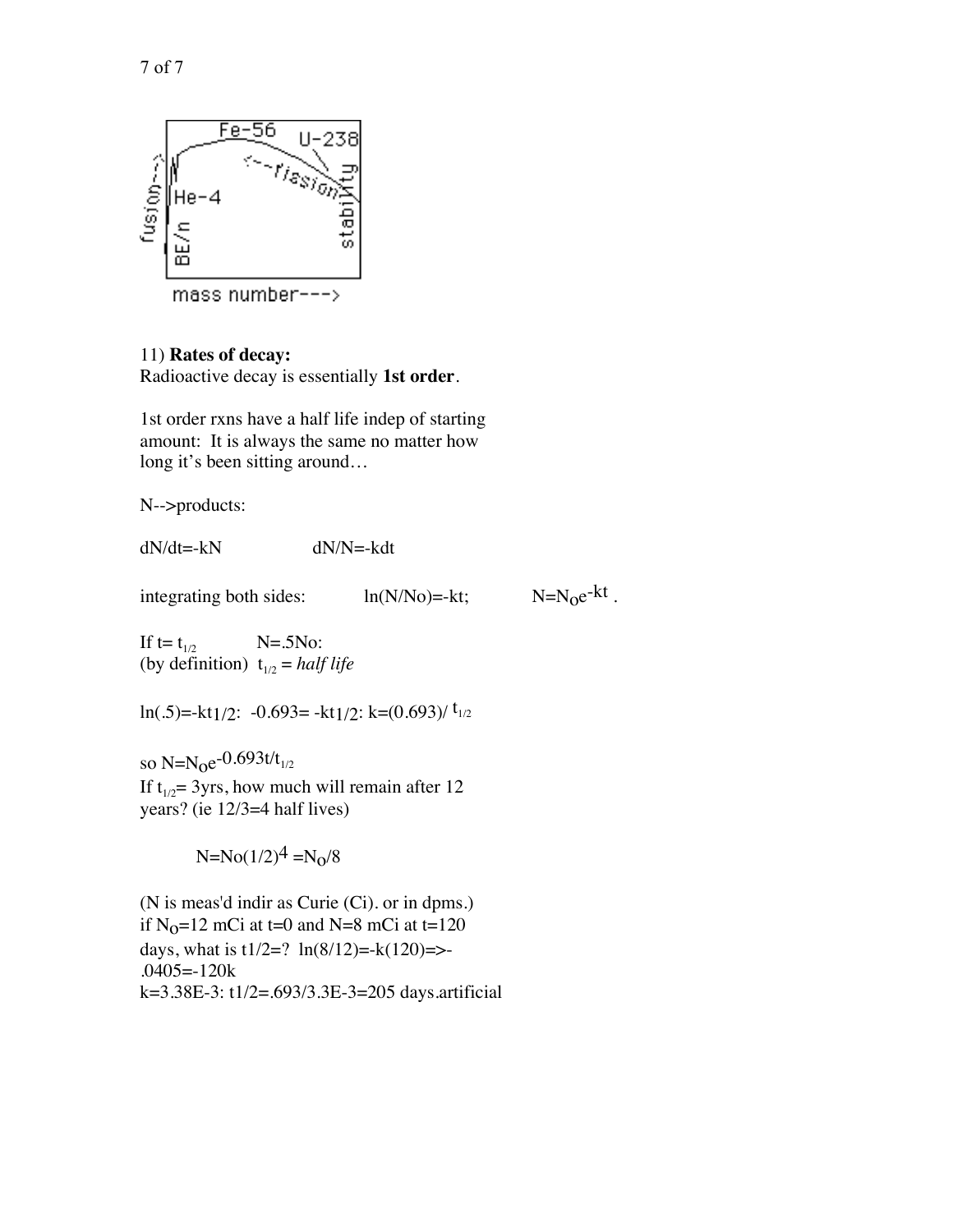Fe-56
U-238
<--fission
fusion-->
He-4
BE/n
stability
mass number--->

11) **Rates of decay:**
Radioactive decay is essentially **1st order**.

1st order rxns have a half life indep of starting amount: It is always the same no matter how long it's been sitting around…

N-->products:

$dN/dt=-kN$ $\qquad$ $dN/N=-kdt$

integrating both sides: $\qquad$ $\ln(N/N_o)=-kt$; $\qquad$ $N=N_oe^{-kt}$ .

If $t= t_{1/2}$ $\qquad$ $N=.5N_o$:
(by definition) $t_{1/2}$ = *half life*

$\ln(.5)=-kt_{1/2}$: $-0.693= -kt_{1/2}$: $k=(0.693)/t_{1/2}$

so $N=N_oe^{-0.693t/t_{1/2}}$
If $t_{1/2}$= 3yrs, how much will remain after 12 years? (ie 12/3=4 half lives)

$$N=N_o(1/2)^4 =N_o/8$$

(N is meas'd indir as Curie (Ci). or in dpms.)
if $N_o$=12 mCi at t=0 and N=8 mCi at t=120 days, what is t1/2=? $\ln(8/12)=-k(120)$=>-.0405=-120k
k=3.38E-3: t1/2=.693/3.3E-3=205 days.artificial